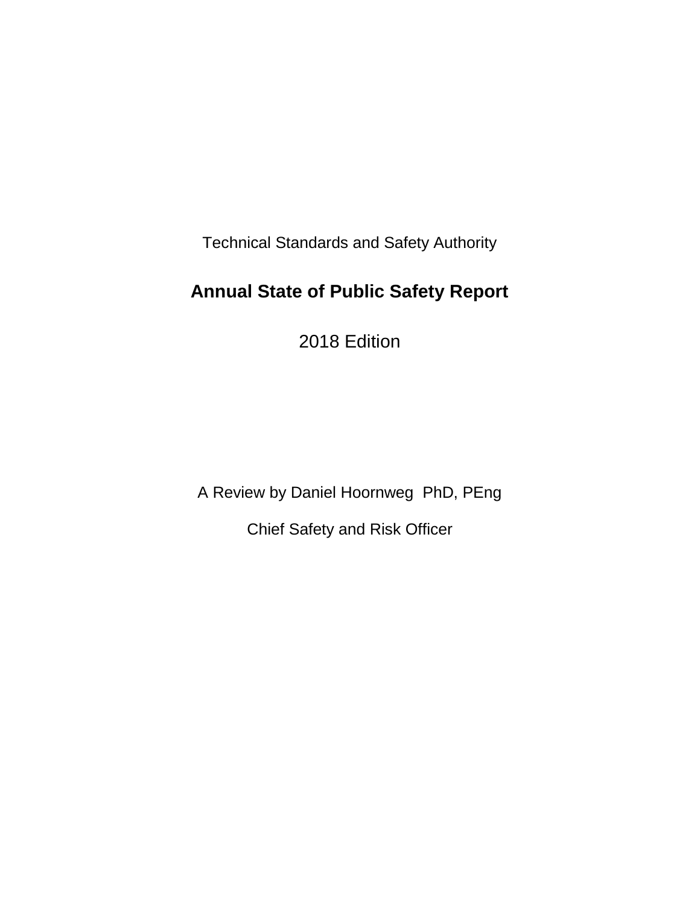Technical Standards and Safety Authority

# Annual State of Public Safety Report

2018 Edition

A Review by Daniel Hoornweg PhD, PEng

Chief Safety and Risk Officer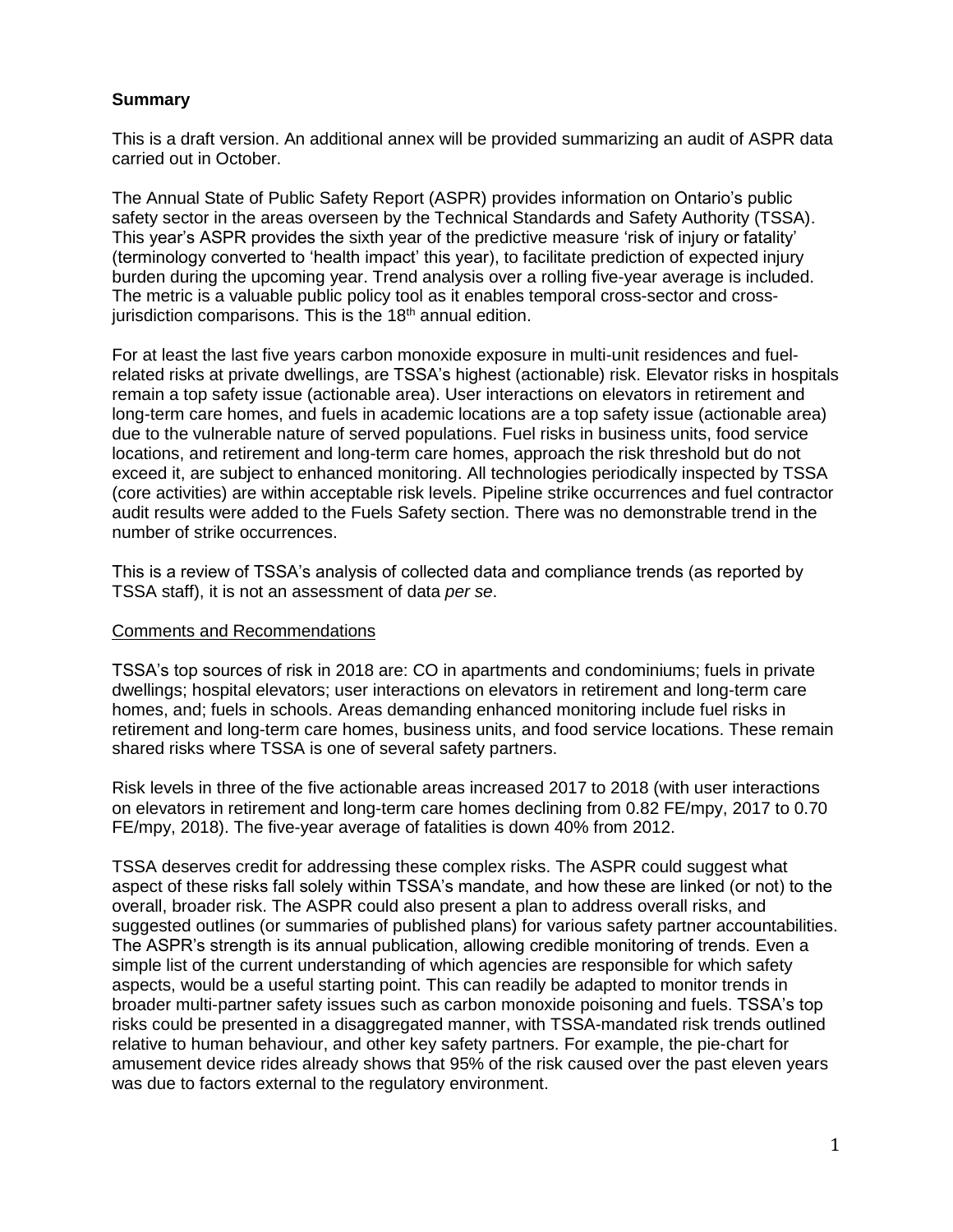## Summary

This is a draft version. An additional annex will be provided summarizing an audit of ASPR data carried out in October.

The Annual State of Public Safety Report (ASPR) provides information on Ontario's public safety sector in the areas overseen by the Technical Standards and Safety Authority (TSSA). This year's ASPR provides the sixth year of the predictive measure 'risk of injury or fatality' (terminology converted to 'health impact' this year), to facilitate prediction of expected injury burden during the upcoming year. Trend analysis over a rolling five-year average is included. The metric is a valuable public policy tool as it enables temporal cross-sector and cross-jurisdiction comparisons. This is the 18th annual edition.

For at least the last five years carbon monoxide exposure in multi-unit residences and fuel-related risks at private dwellings, are TSSA's highest (actionable) risk. Elevator risks in hospitals remain a top safety issue (actionable area). User interactions on elevators in retirement and long-term care homes, and fuels in academic locations are a top safety issue (actionable area) due to the vulnerable nature of served populations. Fuel risks in business units, food service locations, and retirement and long-term care homes, approach the risk threshold but do not exceed it, are subject to enhanced monitoring. All technologies periodically inspected by TSSA (core activities) are within acceptable risk levels. Pipeline strike occurrences and fuel contractor audit results were added to the Fuels Safety section. There was no demonstrable trend in the number of strike occurrences.

This is a review of TSSA's analysis of collected data and compliance trends (as reported by TSSA staff), it is not an assessment of data *per se*.

### Comments and Recommendations

TSSA's top sources of risk in 2018 are: CO in apartments and condominiums; fuels in private dwellings; hospital elevators; user interactions on elevators in retirement and long-term care homes, and; fuels in schools. Areas demanding enhanced monitoring include fuel risks in retirement and long-term care homes, business units, and food service locations. These remain shared risks where TSSA is one of several safety partners.

Risk levels in three of the five actionable areas increased 2017 to 2018 (with user interactions on elevators in retirement and long-term care homes declining from 0.82 FE/mpy, 2017 to 0.70 FE/mpy, 2018). The five-year average of fatalities is down 40% from 2012.

TSSA deserves credit for addressing these complex risks. The ASPR could suggest what aspect of these risks fall solely within TSSA's mandate, and how these are linked (or not) to the overall, broader risk. The ASPR could also present a plan to address overall risks, and suggested outlines (or summaries of published plans) for various safety partner accountabilities. The ASPR's strength is its annual publication, allowing credible monitoring of trends. Even a simple list of the current understanding of which agencies are responsible for which safety aspects, would be a useful starting point. This can readily be adapted to monitor trends in broader multi-partner safety issues such as carbon monoxide poisoning and fuels. TSSA's top risks could be presented in a disaggregated manner, with TSSA-mandated risk trends outlined relative to human behaviour, and other key safety partners. For example, the pie-chart for amusement device rides already shows that 95% of the risk caused over the past eleven years was due to factors external to the regulatory environment.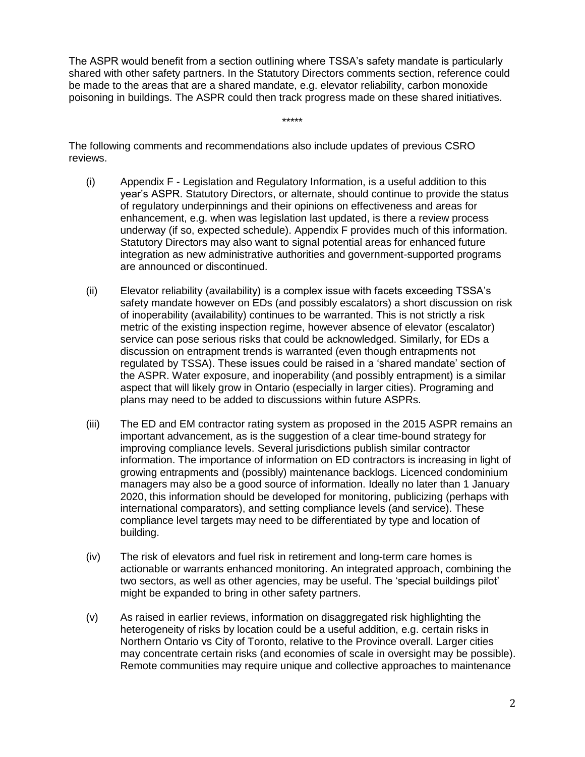The ASPR would benefit from a section outlining where TSSA's safety mandate is particularly shared with other safety partners. In the Statutory Directors comments section, reference could be made to the areas that are a shared mandate, e.g. elevator reliability, carbon monoxide poisoning in buildings. The ASPR could then track progress made on these shared initiatives.

*****

The following comments and recommendations also include updates of previous CSRO reviews.

(i) Appendix F - Legislation and Regulatory Information, is a useful addition to this year's ASPR. Statutory Directors, or alternate, should continue to provide the status of regulatory underpinnings and their opinions on effectiveness and areas for enhancement, e.g. when was legislation last updated, is there a review process underway (if so, expected schedule). Appendix F provides much of this information. Statutory Directors may also want to signal potential areas for enhanced future integration as new administrative authorities and government-supported programs are announced or discontinued.

(ii) Elevator reliability (availability) is a complex issue with facets exceeding TSSA's safety mandate however on EDs (and possibly escalators) a short discussion on risk of inoperability (availability) continues to be warranted. This is not strictly a risk metric of the existing inspection regime, however absence of elevator (escalator) service can pose serious risks that could be acknowledged. Similarly, for EDs a discussion on entrapment trends is warranted (even though entrapments not regulated by TSSA). These issues could be raised in a 'shared mandate' section of the ASPR. Water exposure, and inoperability (and possibly entrapment) is a similar aspect that will likely grow in Ontario (especially in larger cities). Programing and plans may need to be added to discussions within future ASPRs.

(iii) The ED and EM contractor rating system as proposed in the 2015 ASPR remains an important advancement, as is the suggestion of a clear time-bound strategy for improving compliance levels. Several jurisdictions publish similar contractor information. The importance of information on ED contractors is increasing in light of growing entrapments and (possibly) maintenance backlogs. Licenced condominium managers may also be a good source of information. Ideally no later than 1 January 2020, this information should be developed for monitoring, publicizing (perhaps with international comparators), and setting compliance levels (and service). These compliance level targets may need to be differentiated by type and location of building.

(iv) The risk of elevators and fuel risk in retirement and long-term care homes is actionable or warrants enhanced monitoring. An integrated approach, combining the two sectors, as well as other agencies, may be useful. The 'special buildings pilot' might be expanded to bring in other safety partners.

(v) As raised in earlier reviews, information on disaggregated risk highlighting the heterogeneity of risks by location could be a useful addition, e.g. certain risks in Northern Ontario vs City of Toronto, relative to the Province overall. Larger cities may concentrate certain risks (and economies of scale in oversight may be possible). Remote communities may require unique and collective approaches to maintenance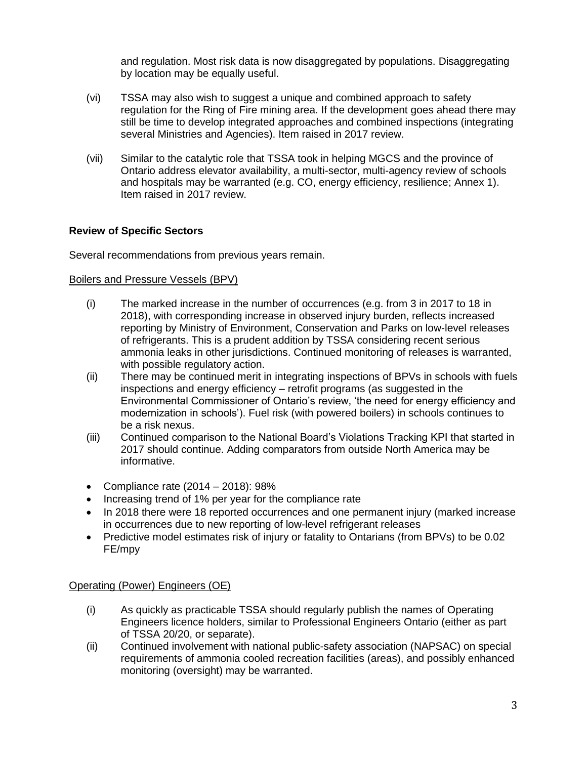and regulation. Most risk data is now disaggregated by populations. Disaggregating by location may be equally useful.

(vi) TSSA may also wish to suggest a unique and combined approach to safety regulation for the Ring of Fire mining area. If the development goes ahead there may still be time to develop integrated approaches and combined inspections (integrating several Ministries and Agencies). Item raised in 2017 review.

(vii) Similar to the catalytic role that TSSA took in helping MGCS and the province of Ontario address elevator availability, a multi-sector, multi-agency review of schools and hospitals may be warranted (e.g. CO, energy efficiency, resilience; Annex 1). Item raised in 2017 review.

**Review of Specific Sectors**

Several recommendations from previous years remain.

Boilers and Pressure Vessels (BPV)

(i) The marked increase in the number of occurrences (e.g. from 3 in 2017 to 18 in 2018), with corresponding increase in observed injury burden, reflects increased reporting by Ministry of Environment, Conservation and Parks on low-level releases of refrigerants. This is a prudent addition by TSSA considering recent serious ammonia leaks in other jurisdictions. Continued monitoring of releases is warranted, with possible regulatory action.

(ii) There may be continued merit in integrating inspections of BPVs in schools with fuels inspections and energy efficiency – retrofit programs (as suggested in the Environmental Commissioner of Ontario's review, 'the need for energy efficiency and modernization in schools'). Fuel risk (with powered boilers) in schools continues to be a risk nexus.

(iii) Continued comparison to the National Board's Violations Tracking KPI that started in 2017 should continue. Adding comparators from outside North America may be informative.

- Compliance rate (2014 – 2018): 98%
- Increasing trend of 1% per year for the compliance rate
- In 2018 there were 18 reported occurrences and one permanent injury (marked increase in occurrences due to new reporting of low-level refrigerant releases
- Predictive model estimates risk of injury or fatality to Ontarians (from BPVs) to be 0.02 FE/mpy

Operating (Power) Engineers (OE)

(i) As quickly as practicable TSSA should regularly publish the names of Operating Engineers licence holders, similar to Professional Engineers Ontario (either as part of TSSA 20/20, or separate).

(ii) Continued involvement with national public-safety association (NAPSAC) on special requirements of ammonia cooled recreation facilities (areas), and possibly enhanced monitoring (oversight) may be warranted.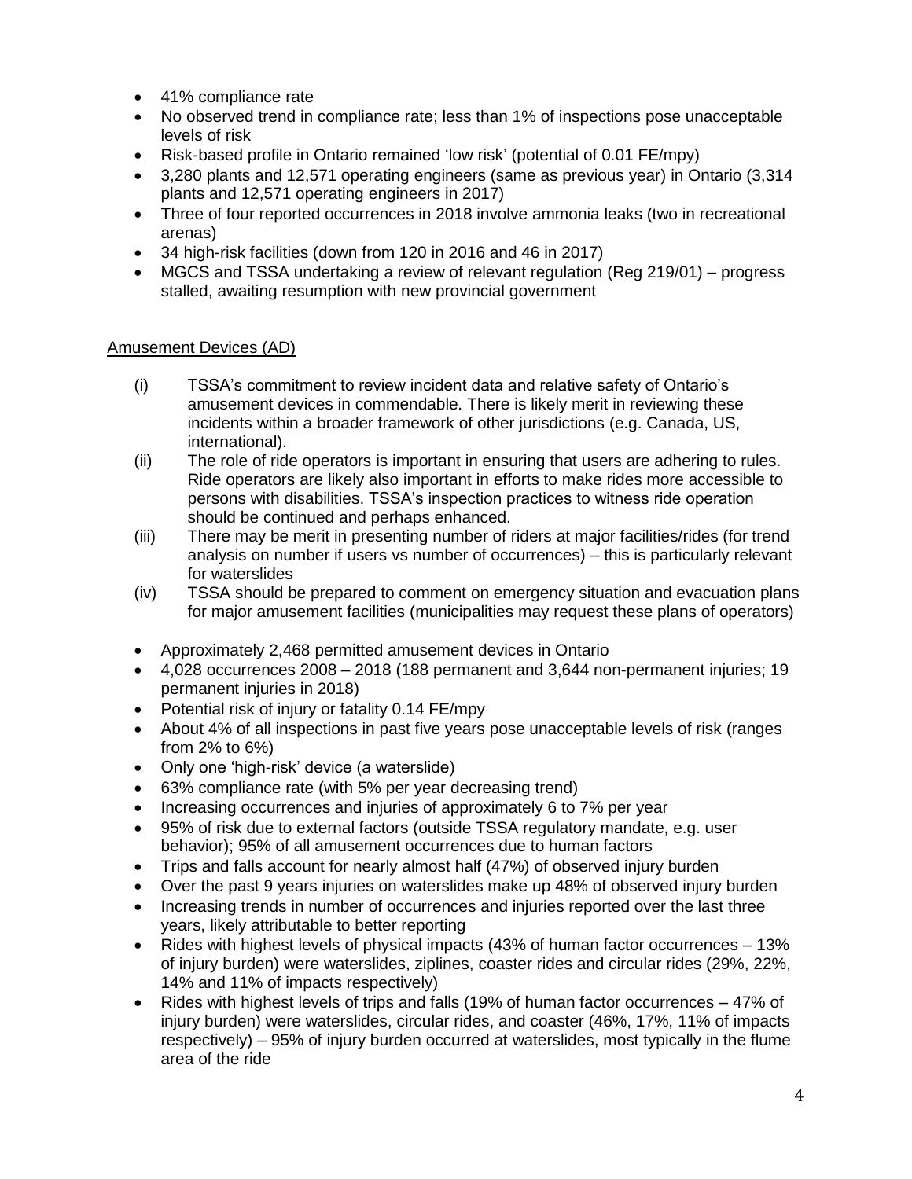- 41% compliance rate
- No observed trend in compliance rate; less than 1% of inspections pose unacceptable levels of risk
- Risk-based profile in Ontario remained 'low risk' (potential of 0.01 FE/mpy)
- 3,280 plants and 12,571 operating engineers (same as previous year) in Ontario (3,314 plants and 12,571 operating engineers in 2017)
- Three of four reported occurrences in 2018 involve ammonia leaks (two in recreational arenas)
- 34 high-risk facilities (down from 120 in 2016 and 46 in 2017)
- MGCS and TSSA undertaking a review of relevant regulation (Reg 219/01) – progress stalled, awaiting resumption with new provincial government

Amusement Devices (AD)

(i) TSSA's commitment to review incident data and relative safety of Ontario's amusement devices in commendable. There is likely merit in reviewing these incidents within a broader framework of other jurisdictions (e.g. Canada, US, international).

(ii) The role of ride operators is important in ensuring that users are adhering to rules. Ride operators are likely also important in efforts to make rides more accessible to persons with disabilities. TSSA's inspection practices to witness ride operation should be continued and perhaps enhanced.

(iii) There may be merit in presenting number of riders at major facilities/rides (for trend analysis on number if users vs number of occurrences) – this is particularly relevant for waterslides

(iv) TSSA should be prepared to comment on emergency situation and evacuation plans for major amusement facilities (municipalities may request these plans of operators)

- Approximately 2,468 permitted amusement devices in Ontario
- 4,028 occurrences 2008 – 2018 (188 permanent and 3,644 non-permanent injuries; 19 permanent injuries in 2018)
- Potential risk of injury or fatality 0.14 FE/mpy
- About 4% of all inspections in past five years pose unacceptable levels of risk (ranges from 2% to 6%)
- Only one 'high-risk' device (a waterslide)
- 63% compliance rate (with 5% per year decreasing trend)
- Increasing occurrences and injuries of approximately 6 to 7% per year
- 95% of risk due to external factors (outside TSSA regulatory mandate, e.g. user behavior); 95% of all amusement occurrences due to human factors
- Trips and falls account for nearly almost half (47%) of observed injury burden
- Over the past 9 years injuries on waterslides make up 48% of observed injury burden
- Increasing trends in number of occurrences and injuries reported over the last three years, likely attributable to better reporting
- Rides with highest levels of physical impacts (43% of human factor occurrences – 13% of injury burden) were waterslides, ziplines, coaster rides and circular rides (29%, 22%, 14% and 11% of impacts respectively)
- Rides with highest levels of trips and falls (19% of human factor occurrences – 47% of injury burden) were waterslides, circular rides, and coaster (46%, 17%, 11% of impacts respectively) – 95% of injury burden occurred at waterslides, most typically in the flume area of the ride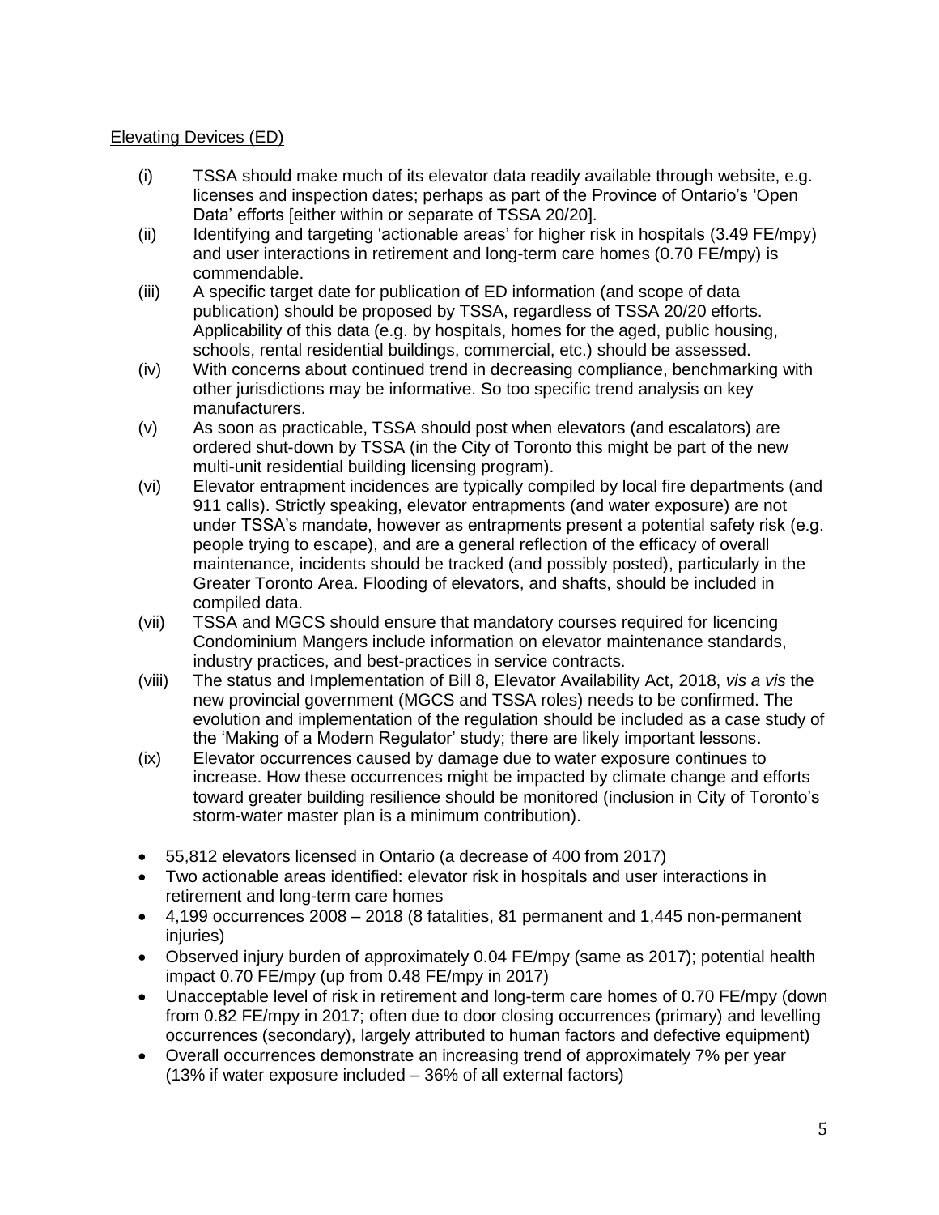Elevating Devices (ED)

(i) TSSA should make much of its elevator data readily available through website, e.g. licenses and inspection dates; perhaps as part of the Province of Ontario's 'Open Data' efforts [either within or separate of TSSA 20/20].
(ii) Identifying and targeting 'actionable areas' for higher risk in hospitals (3.49 FE/mpy) and user interactions in retirement and long-term care homes (0.70 FE/mpy) is commendable.
(iii) A specific target date for publication of ED information (and scope of data publication) should be proposed by TSSA, regardless of TSSA 20/20 efforts. Applicability of this data (e.g. by hospitals, homes for the aged, public housing, schools, rental residential buildings, commercial, etc.) should be assessed.
(iv) With concerns about continued trend in decreasing compliance, benchmarking with other jurisdictions may be informative. So too specific trend analysis on key manufacturers.
(v) As soon as practicable, TSSA should post when elevators (and escalators) are ordered shut-down by TSSA (in the City of Toronto this might be part of the new multi-unit residential building licensing program).
(vi) Elevator entrapment incidences are typically compiled by local fire departments (and 911 calls). Strictly speaking, elevator entrapments (and water exposure) are not under TSSA's mandate, however as entrapments present a potential safety risk (e.g. people trying to escape), and are a general reflection of the efficacy of overall maintenance, incidents should be tracked (and possibly posted), particularly in the Greater Toronto Area. Flooding of elevators, and shafts, should be included in compiled data.
(vii) TSSA and MGCS should ensure that mandatory courses required for licencing Condominium Mangers include information on elevator maintenance standards, industry practices, and best-practices in service contracts.
(viii) The status and Implementation of Bill 8, Elevator Availability Act, 2018, *vis a vis* the new provincial government (MGCS and TSSA roles) needs to be confirmed. The evolution and implementation of the regulation should be included as a case study of the 'Making of a Modern Regulator' study; there are likely important lessons.
(ix) Elevator occurrences caused by damage due to water exposure continues to increase. How these occurrences might be impacted by climate change and efforts toward greater building resilience should be monitored (inclusion in City of Toronto's storm-water master plan is a minimum contribution).

- 55,812 elevators licensed in Ontario (a decrease of 400 from 2017)
- Two actionable areas identified: elevator risk in hospitals and user interactions in retirement and long-term care homes
- 4,199 occurrences 2008 – 2018 (8 fatalities, 81 permanent and 1,445 non-permanent injuries)
- Observed injury burden of approximately 0.04 FE/mpy (same as 2017); potential health impact 0.70 FE/mpy (up from 0.48 FE/mpy in 2017)
- Unacceptable level of risk in retirement and long-term care homes of 0.70 FE/mpy (down from 0.82 FE/mpy in 2017; often due to door closing occurrences (primary) and levelling occurrences (secondary), largely attributed to human factors and defective equipment)
- Overall occurrences demonstrate an increasing trend of approximately 7% per year (13% if water exposure included – 36% of all external factors)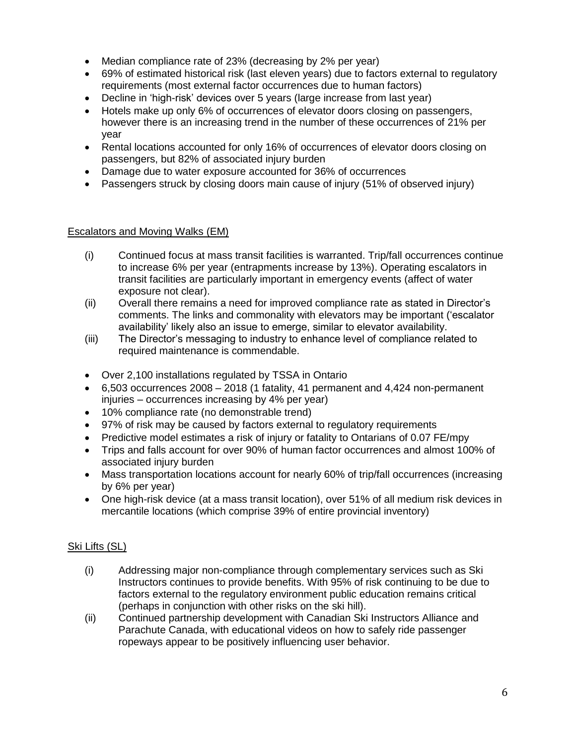- Median compliance rate of 23% (decreasing by 2% per year)
- 69% of estimated historical risk (last eleven years) due to factors external to regulatory requirements (most external factor occurrences due to human factors)
- Decline in 'high-risk' devices over 5 years (large increase from last year)
- Hotels make up only 6% of occurrences of elevator doors closing on passengers, however there is an increasing trend in the number of these occurrences of 21% per year
- Rental locations accounted for only 16% of occurrences of elevator doors closing on passengers, but 82% of associated injury burden
- Damage due to water exposure accounted for 36% of occurrences
- Passengers struck by closing doors main cause of injury (51% of observed injury)

<u>Escalators and Moving Walks (EM)</u>

(i) Continued focus at mass transit facilities is warranted. Trip/fall occurrences continue to increase 6% per year (entrapments increase by 13%). Operating escalators in transit facilities are particularly important in emergency events (affect of water exposure not clear).

(ii) Overall there remains a need for improved compliance rate as stated in Director's comments. The links and commonality with elevators may be important ('escalator availability' likely also an issue to emerge, similar to elevator availability.

(iii) The Director's messaging to industry to enhance level of compliance related to required maintenance is commendable.

- Over 2,100 installations regulated by TSSA in Ontario
- 6,503 occurrences 2008 – 2018 (1 fatality, 41 permanent and 4,424 non-permanent injuries – occurrences increasing by 4% per year)
- 10% compliance rate (no demonstrable trend)
- 97% of risk may be caused by factors external to regulatory requirements
- Predictive model estimates a risk of injury or fatality to Ontarians of 0.07 FE/mpy
- Trips and falls account for over 90% of human factor occurrences and almost 100% of associated injury burden
- Mass transportation locations account for nearly 60% of trip/fall occurrences (increasing by 6% per year)
- One high-risk device (at a mass transit location), over 51% of all medium risk devices in mercantile locations (which comprise 39% of entire provincial inventory)

<u>Ski Lifts (SL)</u>

(i) Addressing major non-compliance through complementary services such as Ski Instructors continues to provide benefits. With 95% of risk continuing to be due to factors external to the regulatory environment public education remains critical (perhaps in conjunction with other risks on the ski hill).

(ii) Continued partnership development with Canadian Ski Instructors Alliance and Parachute Canada, with educational videos on how to safely ride passenger ropeways appear to be positively influencing user behavior.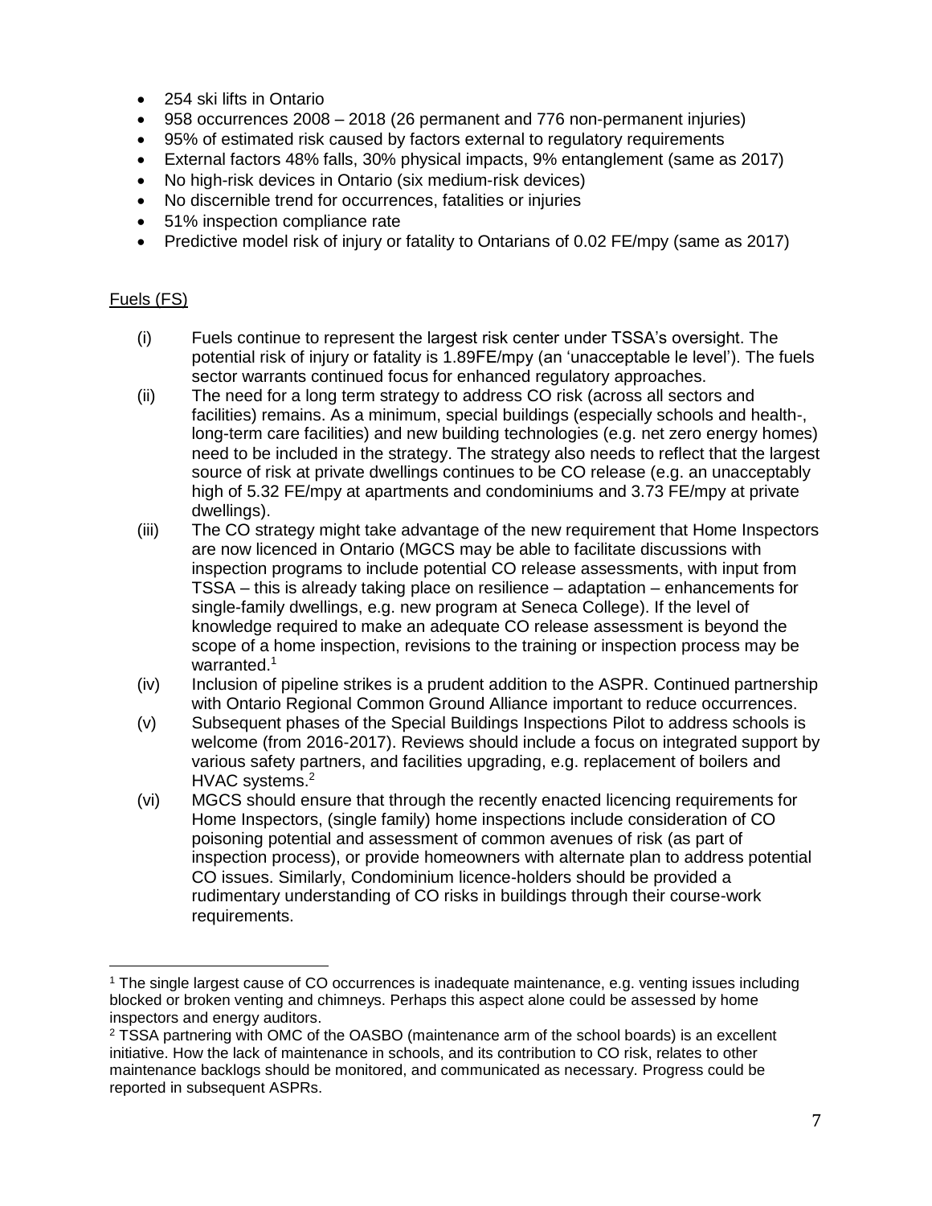- 254 ski lifts in Ontario
- 958 occurrences 2008 – 2018 (26 permanent and 776 non-permanent injuries)
- 95% of estimated risk caused by factors external to regulatory requirements
- External factors 48% falls, 30% physical impacts, 9% entanglement (same as 2017)
- No high-risk devices in Ontario (six medium-risk devices)
- No discernible trend for occurrences, fatalities or injuries
- 51% inspection compliance rate
- Predictive model risk of injury or fatality to Ontarians of 0.02 FE/mpy (same as 2017)

Fuels (FS)

(i) Fuels continue to represent the largest risk center under TSSA's oversight. The potential risk of injury or fatality is 1.89FE/mpy (an 'unacceptable le level'). The fuels sector warrants continued focus for enhanced regulatory approaches.

(ii) The need for a long term strategy to address CO risk (across all sectors and facilities) remains. As a minimum, special buildings (especially schools and health-, long-term care facilities) and new building technologies (e.g. net zero energy homes) need to be included in the strategy. The strategy also needs to reflect that the largest source of risk at private dwellings continues to be CO release (e.g. an unacceptably high of 5.32 FE/mpy at apartments and condominiums and 3.73 FE/mpy at private dwellings).

(iii) The CO strategy might take advantage of the new requirement that Home Inspectors are now licenced in Ontario (MGCS may be able to facilitate discussions with inspection programs to include potential CO release assessments, with input from TSSA – this is already taking place on resilience – adaptation – enhancements for single-family dwellings, e.g. new program at Seneca College). If the level of knowledge required to make an adequate CO release assessment is beyond the scope of a home inspection, revisions to the training or inspection process may be warranted.[1]

(iv) Inclusion of pipeline strikes is a prudent addition to the ASPR. Continued partnership with Ontario Regional Common Ground Alliance important to reduce occurrences.

(v) Subsequent phases of the Special Buildings Inspections Pilot to address schools is welcome (from 2016-2017). Reviews should include a focus on integrated support by various safety partners, and facilities upgrading, e.g. replacement of boilers and HVAC systems.[2]

(vi) MGCS should ensure that through the recently enacted licencing requirements for Home Inspectors, (single family) home inspections include consideration of CO poisoning potential and assessment of common avenues of risk (as part of inspection process), or provide homeowners with alternate plan to address potential CO issues. Similarly, Condominium licence-holders should be provided a rudimentary understanding of CO risks in buildings through their course-work requirements.

---

[1] The single largest cause of CO occurrences is inadequate maintenance, e.g. venting issues including blocked or broken venting and chimneys. Perhaps this aspect alone could be assessed by home inspectors and energy auditors.

[2] TSSA partnering with OMC of the OASBO (maintenance arm of the school boards) is an excellent initiative. How the lack of maintenance in schools, and its contribution to CO risk, relates to other maintenance backlogs should be monitored, and communicated as necessary. Progress could be reported in subsequent ASPRs.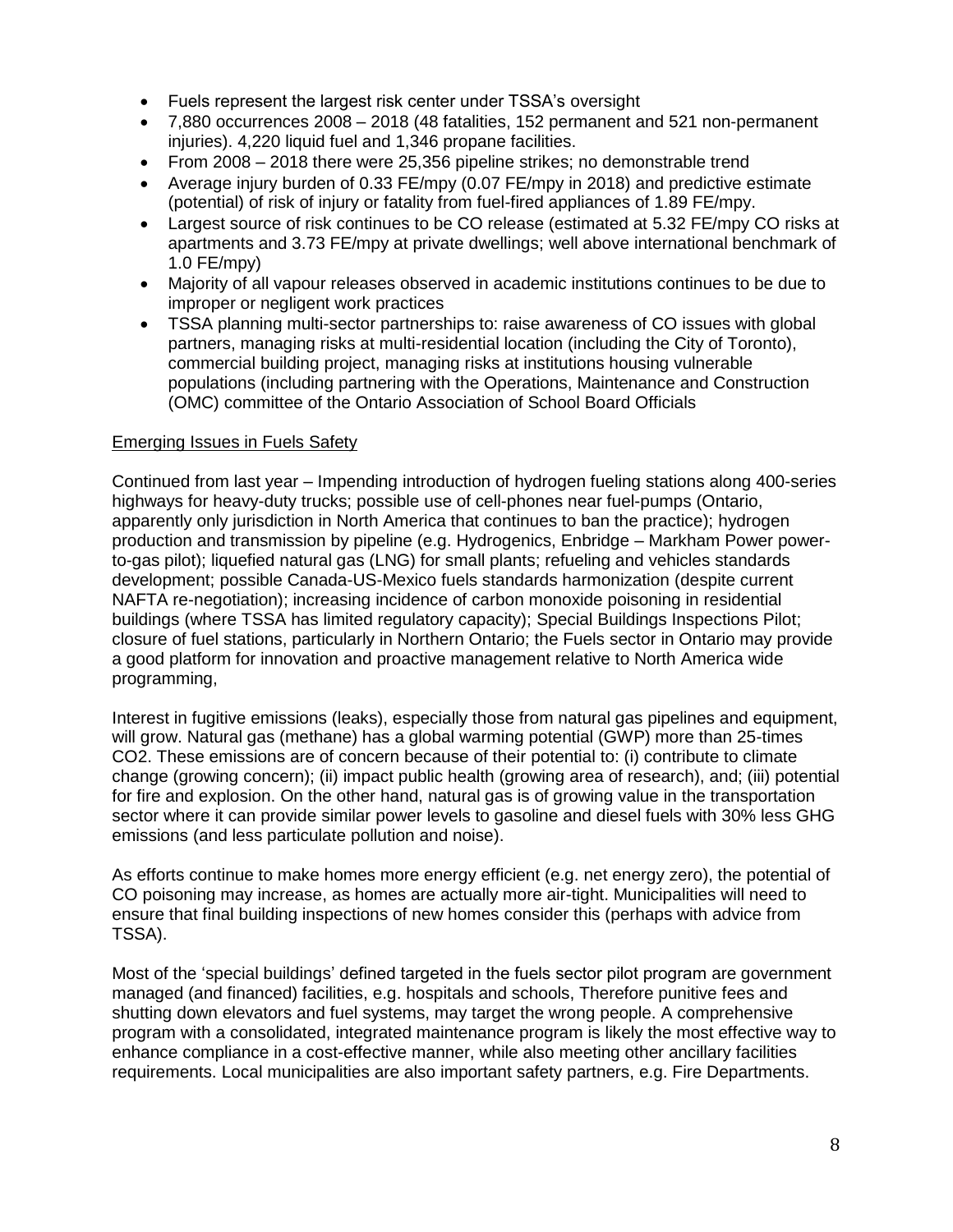- Fuels represent the largest risk center under TSSA's oversight
- 7,880 occurrences 2008 – 2018 (48 fatalities, 152 permanent and 521 non-permanent injuries). 4,220 liquid fuel and 1,346 propane facilities.
- From 2008 – 2018 there were 25,356 pipeline strikes; no demonstrable trend
- Average injury burden of 0.33 FE/mpy (0.07 FE/mpy in 2018) and predictive estimate (potential) of risk of injury or fatality from fuel-fired appliances of 1.89 FE/mpy.
- Largest source of risk continues to be CO release (estimated at 5.32 FE/mpy CO risks at apartments and 3.73 FE/mpy at private dwellings; well above international benchmark of 1.0 FE/mpy)
- Majority of all vapour releases observed in academic institutions continues to be due to improper or negligent work practices
- TSSA planning multi-sector partnerships to: raise awareness of CO issues with global partners, managing risks at multi-residential location (including the City of Toronto), commercial building project, managing risks at institutions housing vulnerable populations (including partnering with the Operations, Maintenance and Construction (OMC) committee of the Ontario Association of School Board Officials

Emerging Issues in Fuels Safety

Continued from last year – Impending introduction of hydrogen fueling stations along 400-series highways for heavy-duty trucks; possible use of cell-phones near fuel-pumps (Ontario, apparently only jurisdiction in North America that continues to ban the practice); hydrogen production and transmission by pipeline (e.g. Hydrogenics, Enbridge – Markham Power power-to-gas pilot); liquefied natural gas (LNG) for small plants; refueling and vehicles standards development; possible Canada-US-Mexico fuels standards harmonization (despite current NAFTA re-negotiation); increasing incidence of carbon monoxide poisoning in residential buildings (where TSSA has limited regulatory capacity); Special Buildings Inspections Pilot; closure of fuel stations, particularly in Northern Ontario; the Fuels sector in Ontario may provide a good platform for innovation and proactive management relative to North America wide programming,

Interest in fugitive emissions (leaks), especially those from natural gas pipelines and equipment, will grow. Natural gas (methane) has a global warming potential (GWP) more than 25-times $CO_2$. These emissions are of concern because of their potential to: (i) contribute to climate change (growing concern); (ii) impact public health (growing area of research), and; (iii) potential for fire and explosion. On the other hand, natural gas is of growing value in the transportation sector where it can provide similar power levels to gasoline and diesel fuels with 30% less GHG emissions (and less particulate pollution and noise).

As efforts continue to make homes more energy efficient (e.g. net energy zero), the potential of CO poisoning may increase, as homes are actually more air-tight. Municipalities will need to ensure that final building inspections of new homes consider this (perhaps with advice from TSSA).

Most of the 'special buildings' defined targeted in the fuels sector pilot program are government managed (and financed) facilities, e.g. hospitals and schools, Therefore punitive fees and shutting down elevators and fuel systems, may target the wrong people. A comprehensive program with a consolidated, integrated maintenance program is likely the most effective way to enhance compliance in a cost-effective manner, while also meeting other ancillary facilities requirements. Local municipalities are also important safety partners, e.g. Fire Departments.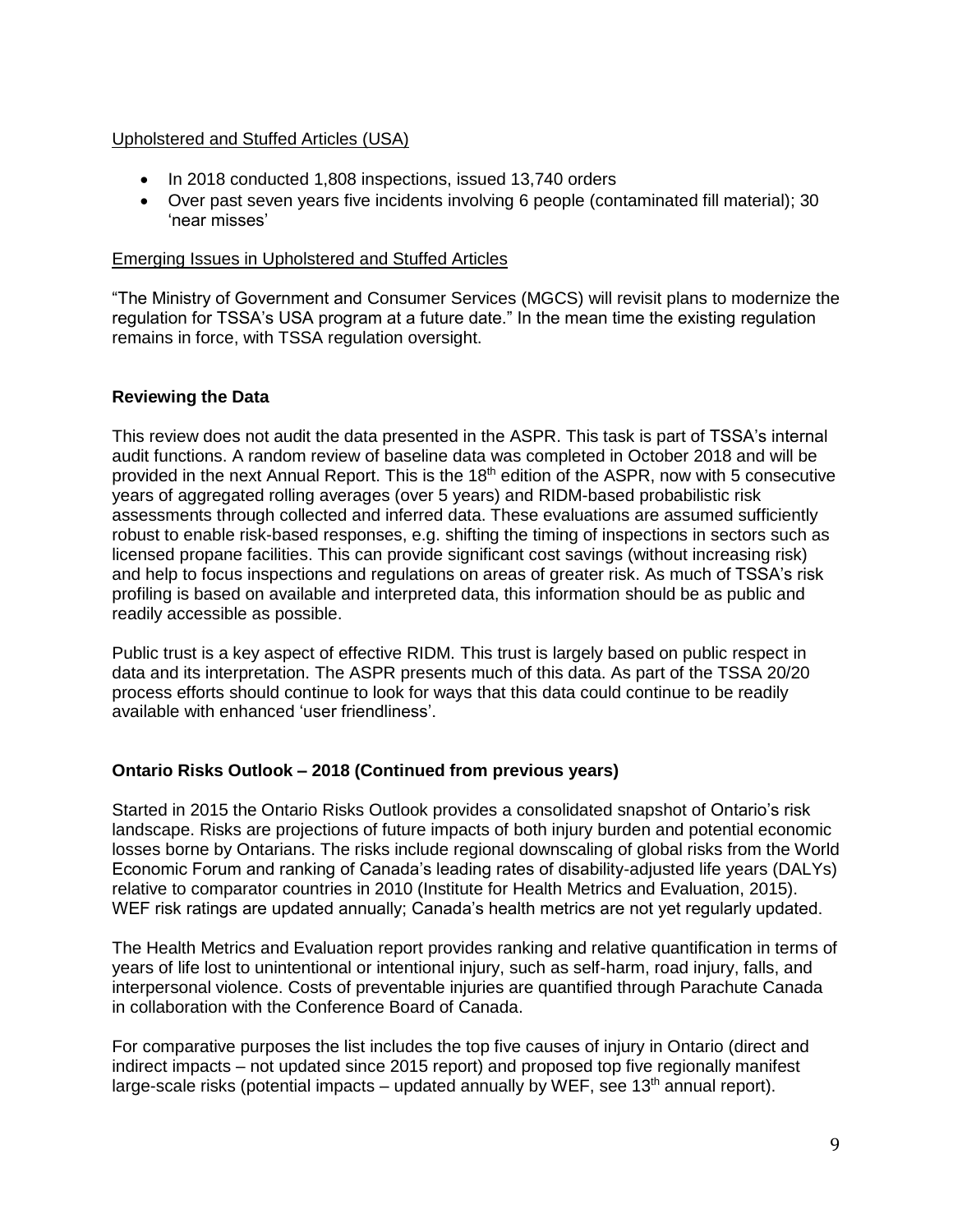Upholstered and Stuffed Articles (USA)

- In 2018 conducted 1,808 inspections, issued 13,740 orders
- Over past seven years five incidents involving 6 people (contaminated fill material); 30 'near misses'

Emerging Issues in Upholstered and Stuffed Articles

"The Ministry of Government and Consumer Services (MGCS) will revisit plans to modernize the regulation for TSSA's USA program at a future date." In the mean time the existing regulation remains in force, with TSSA regulation oversight.

**Reviewing the Data**

This review does not audit the data presented in the ASPR. This task is part of TSSA's internal audit functions. A random review of baseline data was completed in October 2018 and will be provided in the next Annual Report. This is the 18th edition of the ASPR, now with 5 consecutive years of aggregated rolling averages (over 5 years) and RIDM-based probabilistic risk assessments through collected and inferred data. These evaluations are assumed sufficiently robust to enable risk-based responses, e.g. shifting the timing of inspections in sectors such as licensed propane facilities. This can provide significant cost savings (without increasing risk) and help to focus inspections and regulations on areas of greater risk. As much of TSSA's risk profiling is based on available and interpreted data, this information should be as public and readily accessible as possible.

Public trust is a key aspect of effective RIDM. This trust is largely based on public respect in data and its interpretation. The ASPR presents much of this data. As part of the TSSA 20/20 process efforts should continue to look for ways that this data could continue to be readily available with enhanced 'user friendliness'.

**Ontario Risks Outlook – 2018 (Continued from previous years)**

Started in 2015 the Ontario Risks Outlook provides a consolidated snapshot of Ontario's risk landscape. Risks are projections of future impacts of both injury burden and potential economic losses borne by Ontarians. The risks include regional downscaling of global risks from the World Economic Forum and ranking of Canada's leading rates of disability-adjusted life years (DALYs) relative to comparator countries in 2010 (Institute for Health Metrics and Evaluation, 2015). WEF risk ratings are updated annually; Canada's health metrics are not yet regularly updated.

The Health Metrics and Evaluation report provides ranking and relative quantification in terms of years of life lost to unintentional or intentional injury, such as self-harm, road injury, falls, and interpersonal violence. Costs of preventable injuries are quantified through Parachute Canada in collaboration with the Conference Board of Canada.

For comparative purposes the list includes the top five causes of injury in Ontario (direct and indirect impacts – not updated since 2015 report) and proposed top five regionally manifest large-scale risks (potential impacts – updated annually by WEF, see 13th annual report).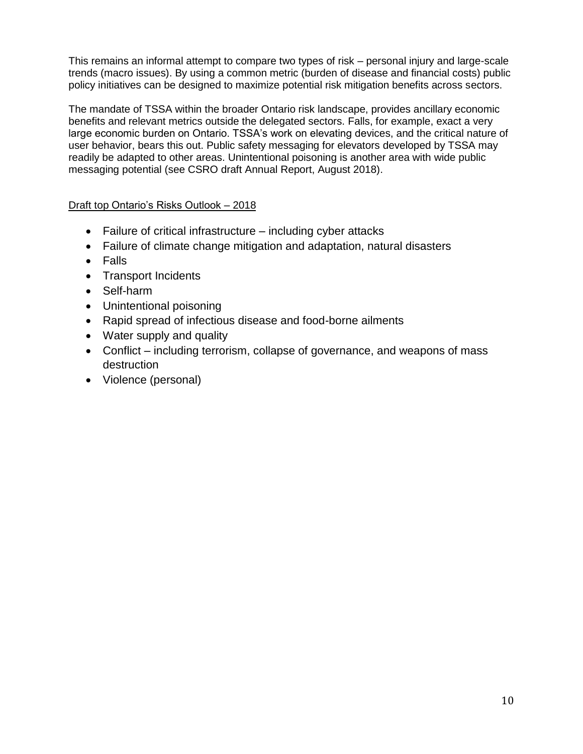This remains an informal attempt to compare two types of risk – personal injury and large-scale trends (macro issues). By using a common metric (burden of disease and financial costs) public policy initiatives can be designed to maximize potential risk mitigation benefits across sectors.

The mandate of TSSA within the broader Ontario risk landscape, provides ancillary economic benefits and relevant metrics outside the delegated sectors. Falls, for example, exact a very large economic burden on Ontario. TSSA's work on elevating devices, and the critical nature of user behavior, bears this out. Public safety messaging for elevators developed by TSSA may readily be adapted to other areas. Unintentional poisoning is another area with wide public messaging potential (see CSRO draft Annual Report, August 2018).

<u>Draft top Ontario's Risks Outlook – 2018</u>

- Failure of critical infrastructure – including cyber attacks
- Failure of climate change mitigation and adaptation, natural disasters
- Falls
- Transport Incidents
- Self-harm
- Unintentional poisoning
- Rapid spread of infectious disease and food-borne ailments
- Water supply and quality
- Conflict – including terrorism, collapse of governance, and weapons of mass destruction
- Violence (personal)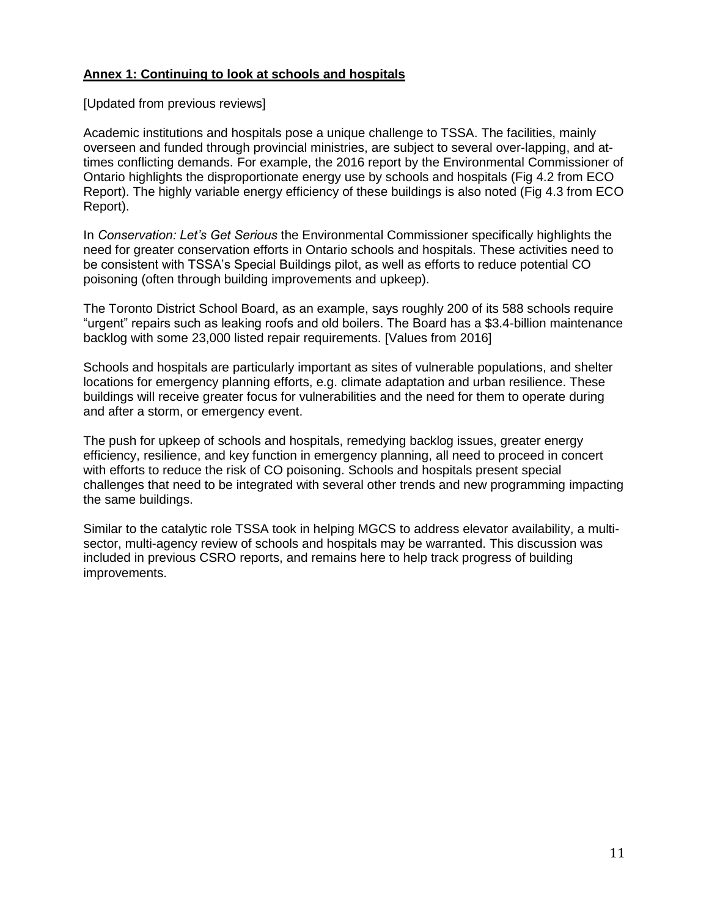**Annex 1: Continuing to look at schools and hospitals**

[Updated from previous reviews]

Academic institutions and hospitals pose a unique challenge to TSSA. The facilities, mainly overseen and funded through provincial ministries, are subject to several over-lapping, and at-times conflicting demands. For example, the 2016 report by the Environmental Commissioner of Ontario highlights the disproportionate energy use by schools and hospitals (Fig 4.2 from ECO Report). The highly variable energy efficiency of these buildings is also noted (Fig 4.3 from ECO Report).

In *Conservation: Let's Get Serious* the Environmental Commissioner specifically highlights the need for greater conservation efforts in Ontario schools and hospitals. These activities need to be consistent with TSSA's Special Buildings pilot, as well as efforts to reduce potential CO poisoning (often through building improvements and upkeep).

The Toronto District School Board, as an example, says roughly 200 of its 588 schools require "urgent" repairs such as leaking roofs and old boilers. The Board has a $3.4-billion maintenance backlog with some 23,000 listed repair requirements. [Values from 2016]

Schools and hospitals are particularly important as sites of vulnerable populations, and shelter locations for emergency planning efforts, e.g. climate adaptation and urban resilience. These buildings will receive greater focus for vulnerabilities and the need for them to operate during and after a storm, or emergency event.

The push for upkeep of schools and hospitals, remedying backlog issues, greater energy efficiency, resilience, and key function in emergency planning, all need to proceed in concert with efforts to reduce the risk of CO poisoning. Schools and hospitals present special challenges that need to be integrated with several other trends and new programming impacting the same buildings.

Similar to the catalytic role TSSA took in helping MGCS to address elevator availability, a multi-sector, multi-agency review of schools and hospitals may be warranted. This discussion was included in previous CSRO reports, and remains here to help track progress of building improvements.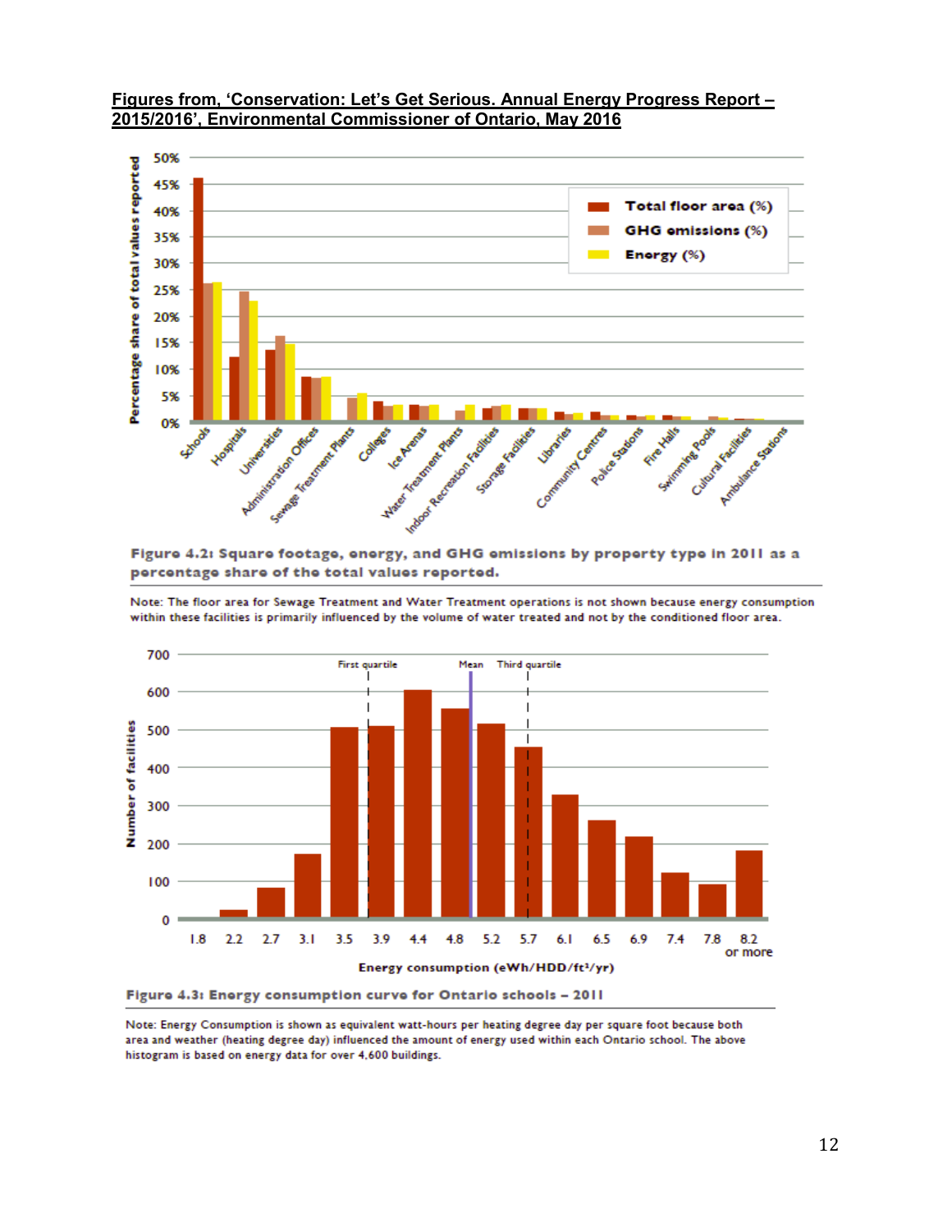**Figures from, 'Conservation: Let's Get Serious. Annual Energy Progress Report – 2015/2016', Environmental Commissioner of Ontario, May 2016**

**Figure 4.2: Square footage, energy, and GHG emissions by property type in 2011 as a percentage share of the total values reported.**

Note: The floor area for Sewage Treatment and Water Treatment operations is not shown because energy consumption within these facilities is primarily influenced by the volume of water treated and not by the conditioned floor area.

**Figure 4.3: Energy consumption curve for Ontario schools – 2011**

Note: Energy Consumption is shown as equivalent watt-hours per heating degree day per square foot because both area and weather (heating degree day) influenced the amount of energy used within each Ontario school. The above histogram is based on energy data for over 4,600 buildings.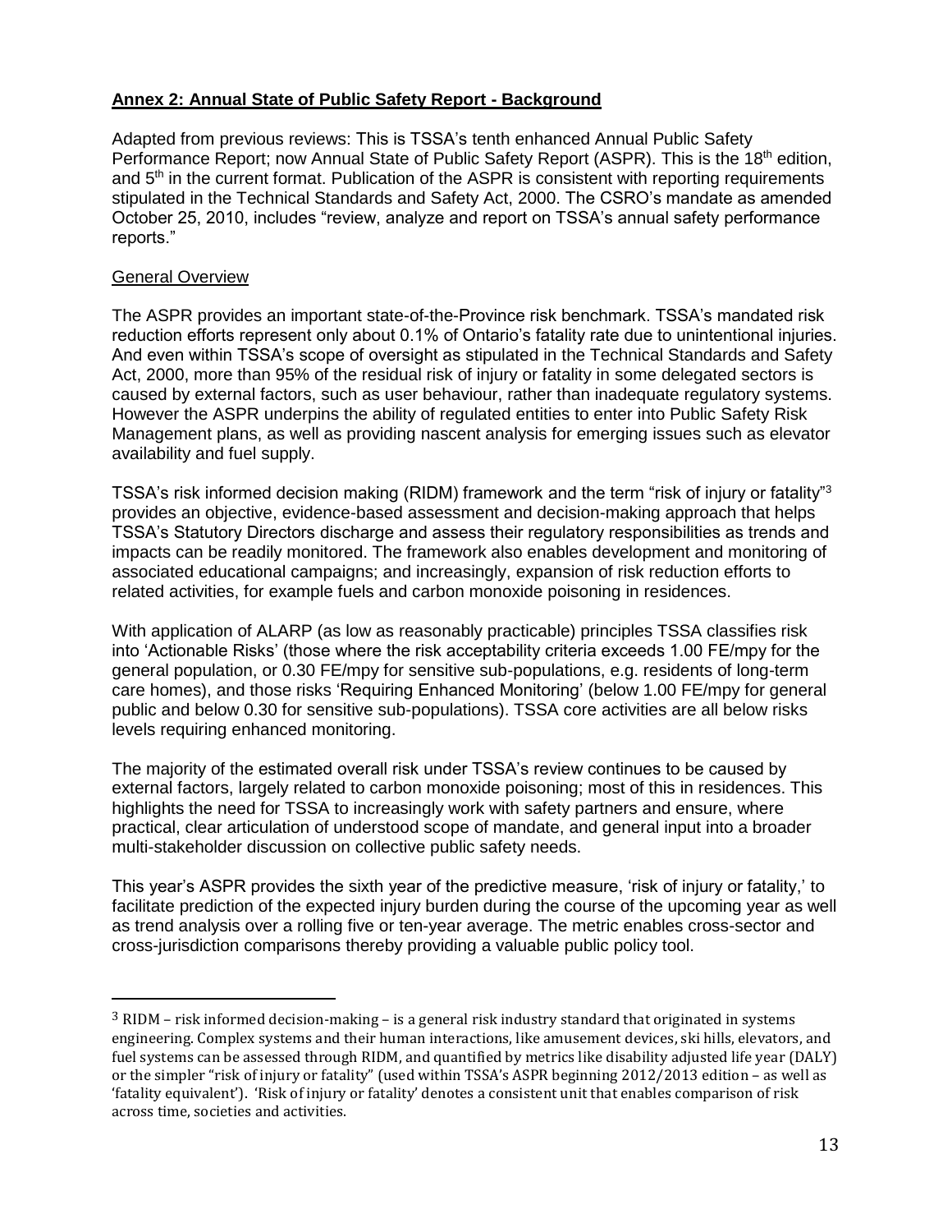## **Annex 2: Annual State of Public Safety Report - Background**

Adapted from previous reviews: This is TSSA's tenth enhanced Annual Public Safety Performance Report; now Annual State of Public Safety Report (ASPR). This is the 18th edition, and 5th in the current format. Publication of the ASPR is consistent with reporting requirements stipulated in the Technical Standards and Safety Act, 2000. The CSRO's mandate as amended October 25, 2010, includes "review, analyze and report on TSSA's annual safety performance reports."

### General Overview

The ASPR provides an important state-of-the-Province risk benchmark. TSSA's mandated risk reduction efforts represent only about 0.1% of Ontario's fatality rate due to unintentional injuries. And even within TSSA's scope of oversight as stipulated in the Technical Standards and Safety Act, 2000, more than 95% of the residual risk of injury or fatality in some delegated sectors is caused by external factors, such as user behaviour, rather than inadequate regulatory systems. However the ASPR underpins the ability of regulated entities to enter into Public Safety Risk Management plans, as well as providing nascent analysis for emerging issues such as elevator availability and fuel supply.

TSSA's risk informed decision making (RIDM) framework and the term "risk of injury or fatality"[3] provides an objective, evidence-based assessment and decision-making approach that helps TSSA's Statutory Directors discharge and assess their regulatory responsibilities as trends and impacts can be readily monitored. The framework also enables development and monitoring of associated educational campaigns; and increasingly, expansion of risk reduction efforts to related activities, for example fuels and carbon monoxide poisoning in residences.

With application of ALARP (as low as reasonably practicable) principles TSSA classifies risk into 'Actionable Risks' (those where the risk acceptability criteria exceeds 1.00 FE/mpy for the general population, or 0.30 FE/mpy for sensitive sub-populations, e.g. residents of long-term care homes), and those risks 'Requiring Enhanced Monitoring' (below 1.00 FE/mpy for general public and below 0.30 for sensitive sub-populations). TSSA core activities are all below risks levels requiring enhanced monitoring.

The majority of the estimated overall risk under TSSA's review continues to be caused by external factors, largely related to carbon monoxide poisoning; most of this in residences. This highlights the need for TSSA to increasingly work with safety partners and ensure, where practical, clear articulation of understood scope of mandate, and general input into a broader multi-stakeholder discussion on collective public safety needs.

This year's ASPR provides the sixth year of the predictive measure, 'risk of injury or fatality,' to facilitate prediction of the expected injury burden during the course of the upcoming year as well as trend analysis over a rolling five or ten-year average. The metric enables cross-sector and cross-jurisdiction comparisons thereby providing a valuable public policy tool.

---

[3] RIDM – risk informed decision-making – is a general risk industry standard that originated in systems engineering. Complex systems and their human interactions, like amusement devices, ski hills, elevators, and fuel systems can be assessed through RIDM, and quantified by metrics like disability adjusted life year (DALY) or the simpler "risk of injury or fatality" (used within TSSA's ASPR beginning 2012/2013 edition – as well as 'fatality equivalent'). 'Risk of injury or fatality' denotes a consistent unit that enables comparison of risk across time, societies and activities.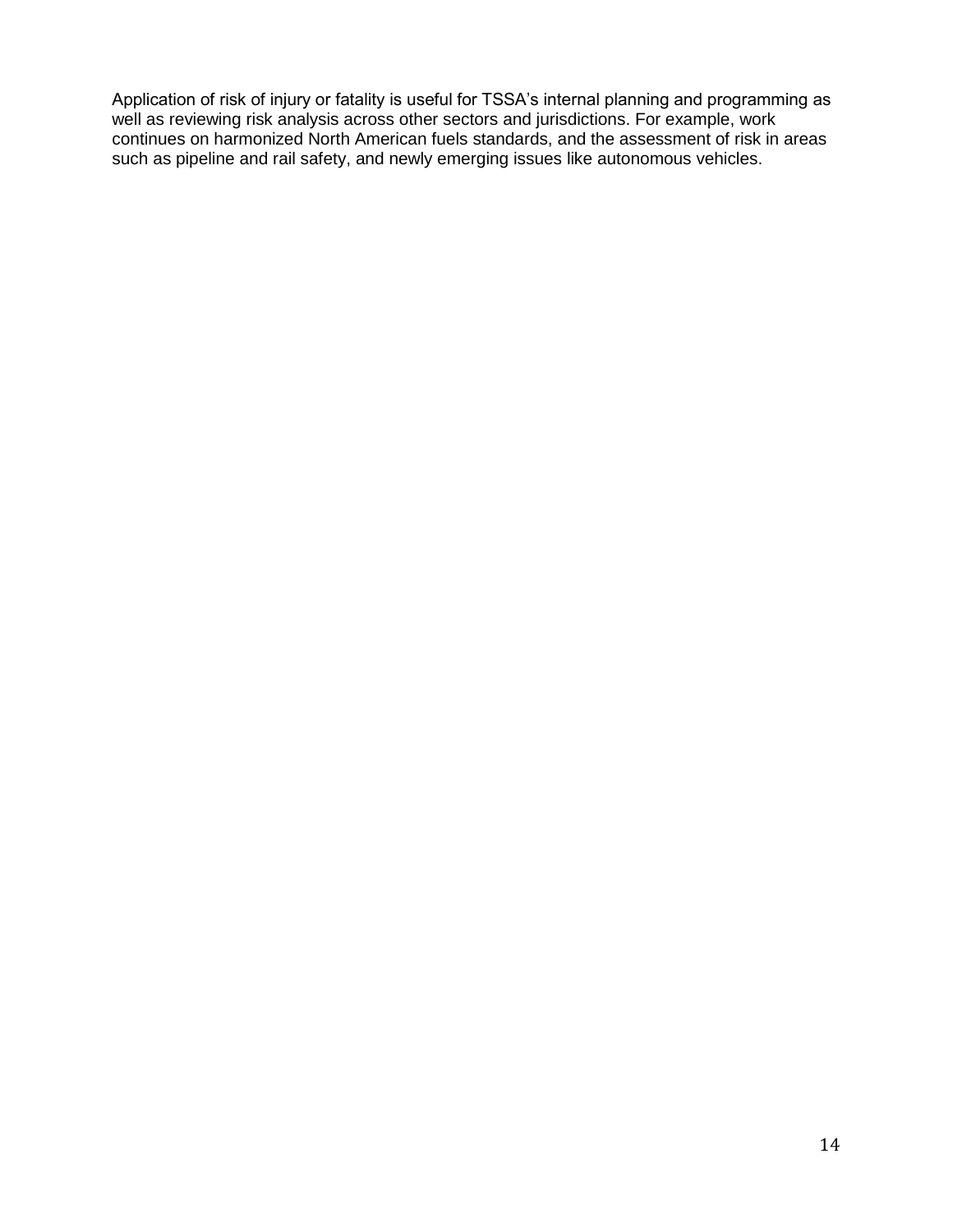Application of risk of injury or fatality is useful for TSSA's internal planning and programming as well as reviewing risk analysis across other sectors and jurisdictions. For example, work continues on harmonized North American fuels standards, and the assessment of risk in areas such as pipeline and rail safety, and newly emerging issues like autonomous vehicles.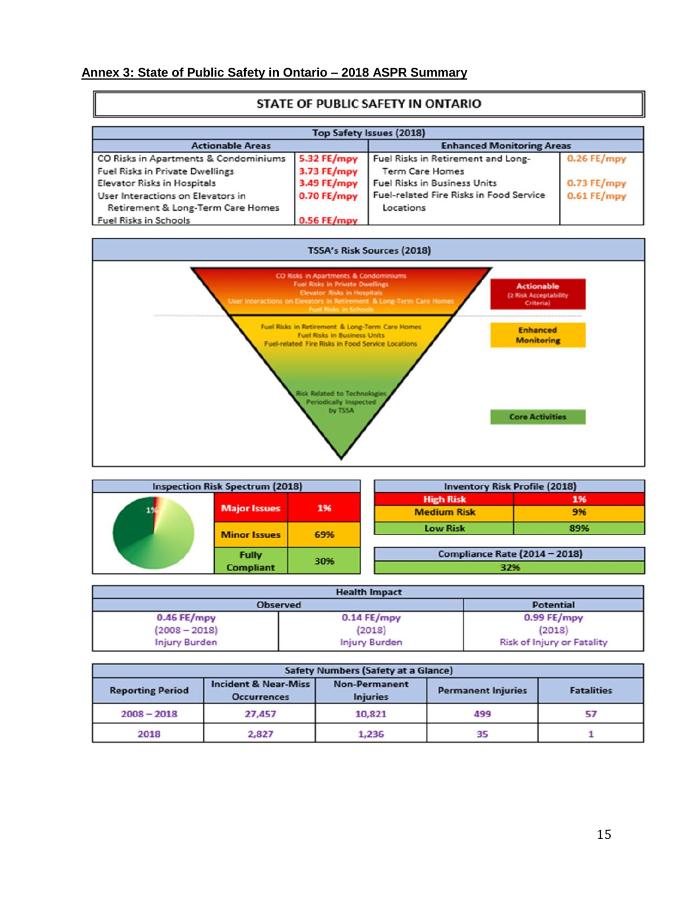## Annex 3: State of Public Safety in Ontario – 2018 ASPR Summary

### STATE OF PUBLIC SAFETY IN ONTARIO

**Top Safety Issues (2018)**

| Actionable Areas | | Enhanced Monitoring Areas | |
|---|---|---|---|
| CO Risks in Apartments & Condominiums | 5.32 FE/mpy | Fuel Risks in Retirement and Long-Term Care Homes | 0.26 FE/mpy |
| Fuel Risks in Private Dwellings | 3.73 FE/mpy | Fuel Risks in Business Units | 0.73 FE/mpy |
| Elevator Risks in Hospitals | 3.49 FE/mpy | Fuel-related Fire Risks in Food Service Locations | 0.61 FE/mpy |
| User Interactions on Elevators in Retirement & Long-Term Care Homes | 0.70 FE/mpy | | |
| Fuel Risks in Schools | 0.56 FE/mpy | | |

**TSSA's Risk Sources (2018)**

- **Actionable** (≥ Risk Acceptability Criteria): CO Risks in Apartments & Condominiums; Fuel Risks in Private Dwellings; Elevator Risks in Hospitals; User Interactions on Elevators in Retirement & Long-Term Care Homes; Fuel Risks in Schools
- **Enhanced Monitoring**: Fuel Risks in Retirement & Long-Term Care Homes; Fuel Risks in Business Units; Fuel-related Fire Risks in Food Service Locations
- **Core Activities**: Risk Related to Technologies Periodically Inspected by TSSA

**Inspection Risk Spectrum (2018)**

| | |
|---|---|
| Major Issues | 1% |
| Minor Issues | 69% |
| Fully Compliant | 30% |

**Inventory Risk Profile (2018)**

| | |
|---|---|
| High Risk | 1% |
| Medium Risk | 9% |
| Low Risk | 89% |

**Compliance Rate (2014 – 2018)**: 32%

**Health Impact**

| Observed | | Potential |
|---|---|---|
| 0.46 FE/mpy (2008 – 2018) Injury Burden | 0.14 FE/mpy (2018) Injury Burden | 0.99 FE/mpy (2018) Risk of Injury or Fatality |

**Safety Numbers (Safety at a Glance)**

| Reporting Period | Incident & Near-Miss Occurrences | Non-Permanent Injuries | Permanent Injuries | Fatalities |
|---|---|---|---|---|
| 2008 – 2018 | 27,457 | 10,821 | 499 | 57 |
| 2018 | 2,827 | 1,236 | 35 | 1 |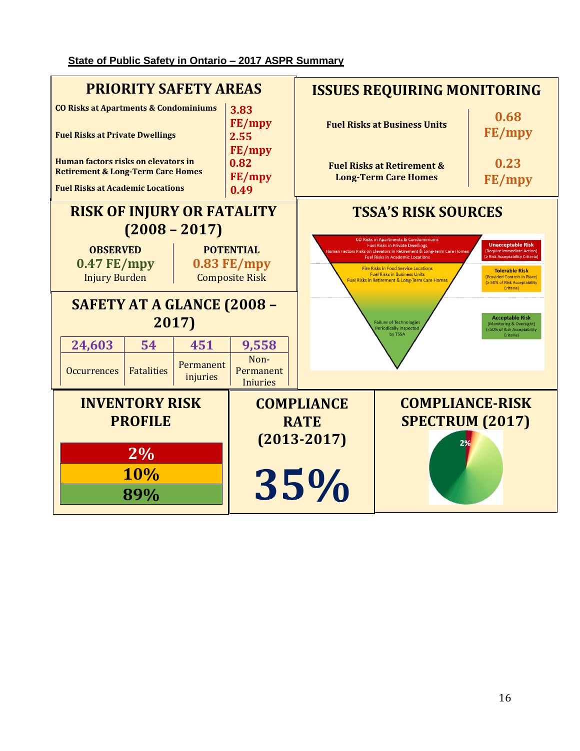**State of Public Safety in Ontario – 2017 ASPR Summary**

## PRIORITY SAFETY AREAS

| | |
|---|---|
| CO Risks at Apartments & Condominiums | 3.83 FE/mpy |
| Fuel Risks at Private Dwellings | 2.55 FE/mpy |
| Human factors risks on elevators in Retirement & Long-Term Care Homes | 0.82 FE/mpy |
| Fuel Risks at Academic Locations | 0.49 |

## ISSUES REQUIRING MONITORING

| | |
|---|---|
| Fuel Risks at Business Units | 0.68 FE/mpy |
| Fuel Risks at Retirement & Long-Term Care Homes | 0.23 FE/mpy |

## RISK OF INJURY OR FATALITY (2008 – 2017)

| OBSERVED | POTENTIAL |
|---|---|
| 0.47 FE/mpy | 0.83 FE/mpy |
| Injury Burden | Composite Risk |

## TSSA'S RISK SOURCES

**Unacceptable Risk** (Require Immediate Action) (≥ Risk Acceptability Criteria)
- CO Risks in Apartments & Condominiums
- Fuel Risks in Private Dwellings
- Human Factors Risks on Elevators in Retirement & Long-Term Care Homes
- Fuel Risks in Academic Locations

**Tolerable Risk** (Provided Controls in Place) (≥ 50% of Risk Acceptability Criteria)
- Fire Risks in Food Service Locations
- Fuel Risks in Business Units
- Fuel Risks in Retirement & Long-Term Care Homes

**Acceptable Risk** (Monitoring & Oversight) (<50% of Risk Acceptability Criteria)
- Failure of Technologies Periodically Inspected by TSSA

## SAFETY AT A GLANCE (2008 – 2017)

| 24,603 | 54 | 451 | 9,558 |
|---|---|---|---|
| Occurrences | Fatalities | Permanent injuries | Non-Permanent Injuries |

## INVENTORY RISK PROFILE

| |
|---|
| 2% |
| 10% |
| 89% |

## COMPLIANCE RATE (2013-2017)

**35%**

## COMPLIANCE-RISK SPECTRUM (2017)

2%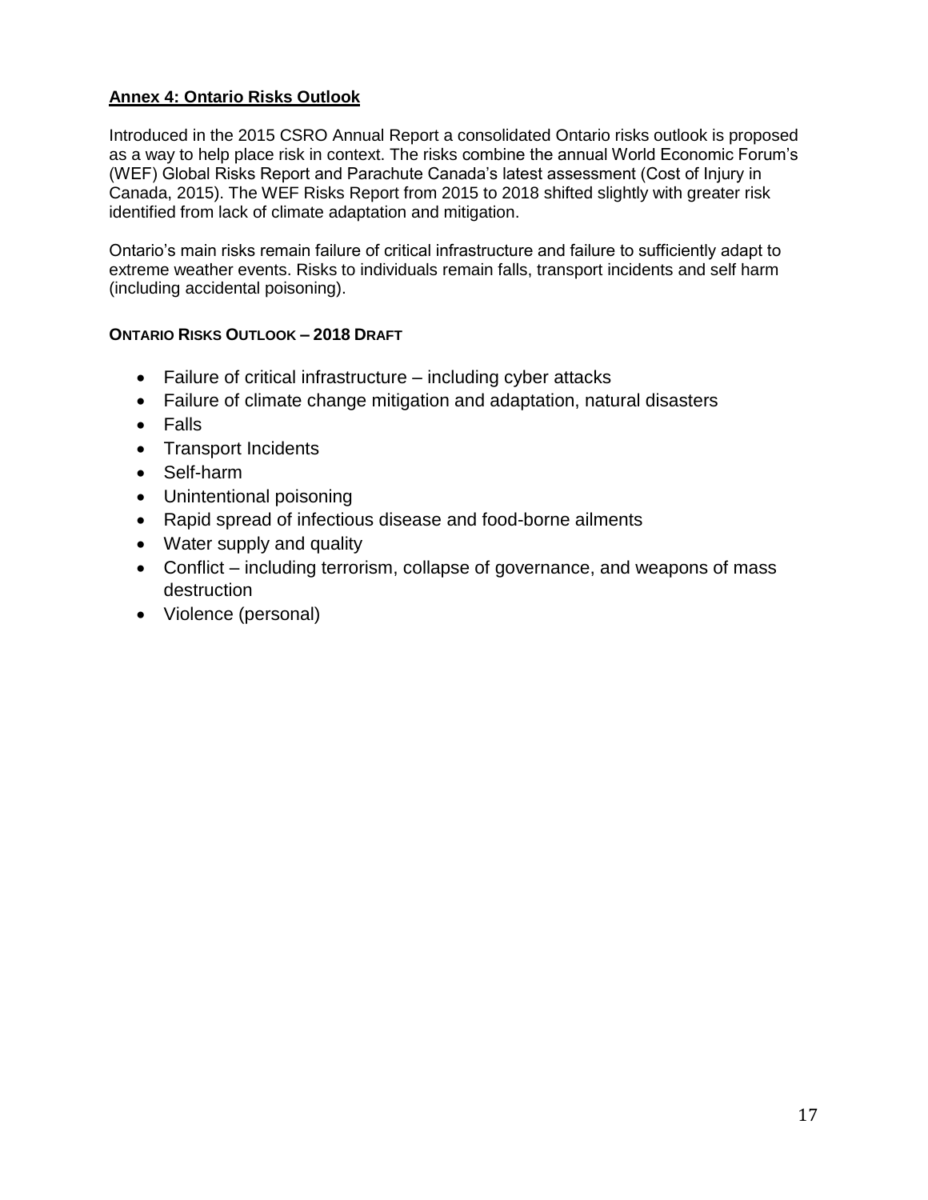## Annex 4: Ontario Risks Outlook

Introduced in the 2015 CSRO Annual Report a consolidated Ontario risks outlook is proposed as a way to help place risk in context. The risks combine the annual World Economic Forum's (WEF) Global Risks Report and Parachute Canada's latest assessment (Cost of Injury in Canada, 2015). The WEF Risks Report from 2015 to 2018 shifted slightly with greater risk identified from lack of climate adaptation and mitigation.

Ontario's main risks remain failure of critical infrastructure and failure to sufficiently adapt to extreme weather events. Risks to individuals remain falls, transport incidents and self harm (including accidental poisoning).

### ONTARIO RISKS OUTLOOK – 2018 DRAFT

- Failure of critical infrastructure – including cyber attacks
- Failure of climate change mitigation and adaptation, natural disasters
- Falls
- Transport Incidents
- Self-harm
- Unintentional poisoning
- Rapid spread of infectious disease and food-borne ailments
- Water supply and quality
- Conflict – including terrorism, collapse of governance, and weapons of mass destruction
- Violence (personal)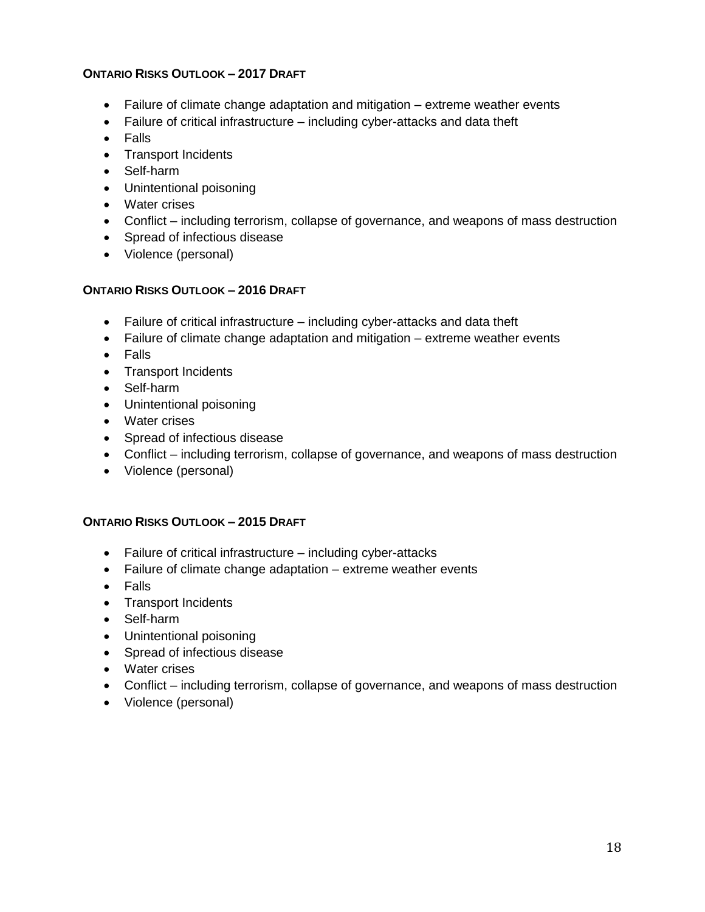**ONTARIO RISKS OUTLOOK – 2017 DRAFT**

- Failure of climate change adaptation and mitigation – extreme weather events
- Failure of critical infrastructure – including cyber-attacks and data theft
- Falls
- Transport Incidents
- Self-harm
- Unintentional poisoning
- Water crises
- Conflict – including terrorism, collapse of governance, and weapons of mass destruction
- Spread of infectious disease
- Violence (personal)

**ONTARIO RISKS OUTLOOK – 2016 DRAFT**

- Failure of critical infrastructure – including cyber-attacks and data theft
- Failure of climate change adaptation and mitigation – extreme weather events
- Falls
- Transport Incidents
- Self-harm
- Unintentional poisoning
- Water crises
- Spread of infectious disease
- Conflict – including terrorism, collapse of governance, and weapons of mass destruction
- Violence (personal)

**ONTARIO RISKS OUTLOOK – 2015 DRAFT**

- Failure of critical infrastructure – including cyber-attacks
- Failure of climate change adaptation – extreme weather events
- Falls
- Transport Incidents
- Self-harm
- Unintentional poisoning
- Spread of infectious disease
- Water crises
- Conflict – including terrorism, collapse of governance, and weapons of mass destruction
- Violence (personal)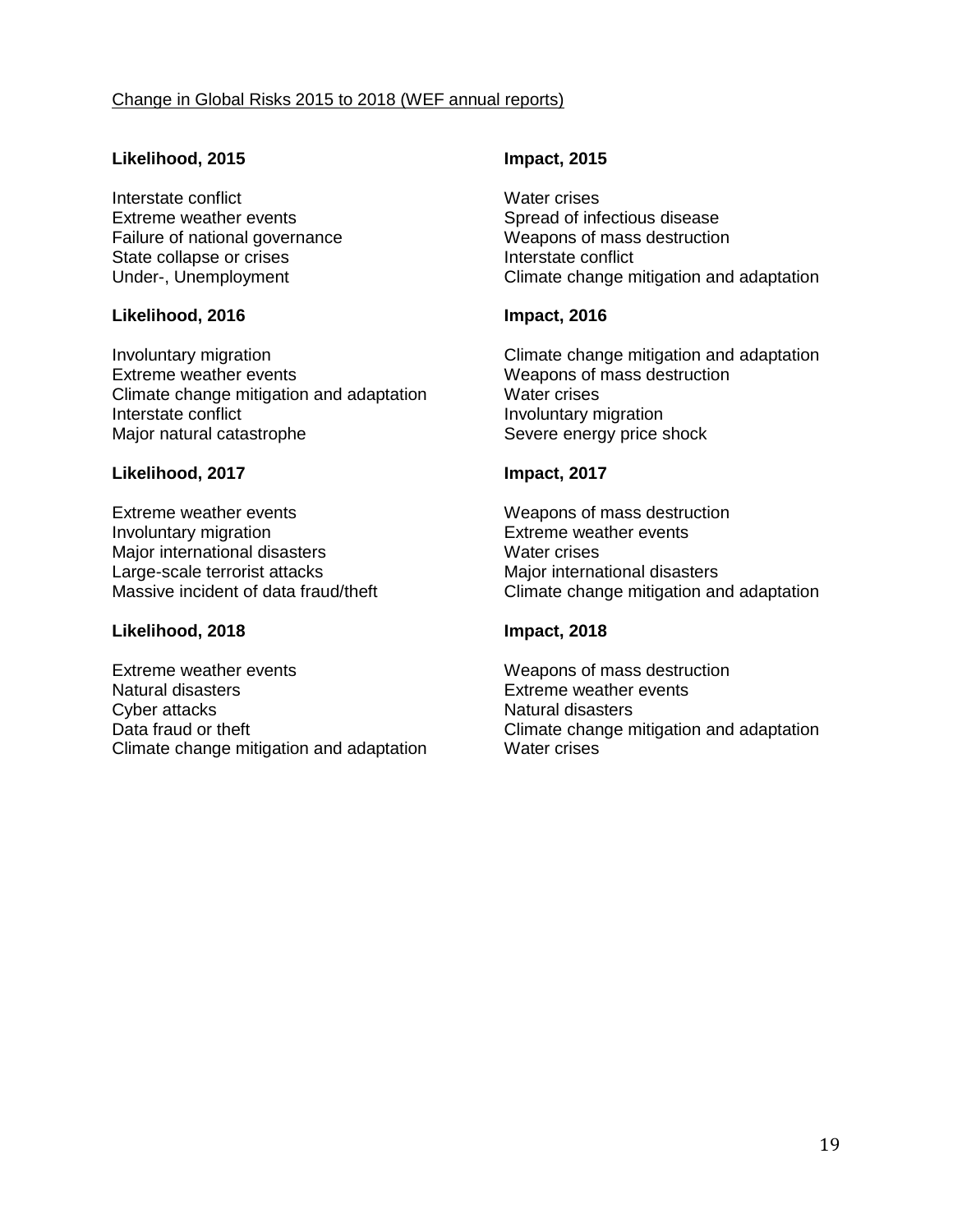Change in Global Risks 2015 to 2018 (WEF annual reports)

| Likelihood, 2015 | Impact, 2015 |
| --- | --- |
| Interstate conflict | Water crises |
| Extreme weather events | Spread of infectious disease |
| Failure of national governance | Weapons of mass destruction |
| State collapse or crises | Interstate conflict |
| Under-, Unemployment | Climate change mitigation and adaptation |
| **Likelihood, 2016** | **Impact, 2016** |
| Involuntary migration | Climate change mitigation and adaptation |
| Extreme weather events | Weapons of mass destruction |
| Climate change mitigation and adaptation | Water crises |
| Interstate conflict | Involuntary migration |
| Major natural catastrophe | Severe energy price shock |
| **Likelihood, 2017** | **Impact, 2017** |
| Extreme weather events | Weapons of mass destruction |
| Involuntary migration | Extreme weather events |
| Major international disasters | Water crises |
| Large-scale terrorist attacks | Major international disasters |
| Massive incident of data fraud/theft | Climate change mitigation and adaptation |
| **Likelihood, 2018** | **Impact, 2018** |
| Extreme weather events | Weapons of mass destruction |
| Natural disasters | Extreme weather events |
| Cyber attacks | Natural disasters |
| Data fraud or theft | Climate change mitigation and adaptation |
| Climate change mitigation and adaptation | Water crises |